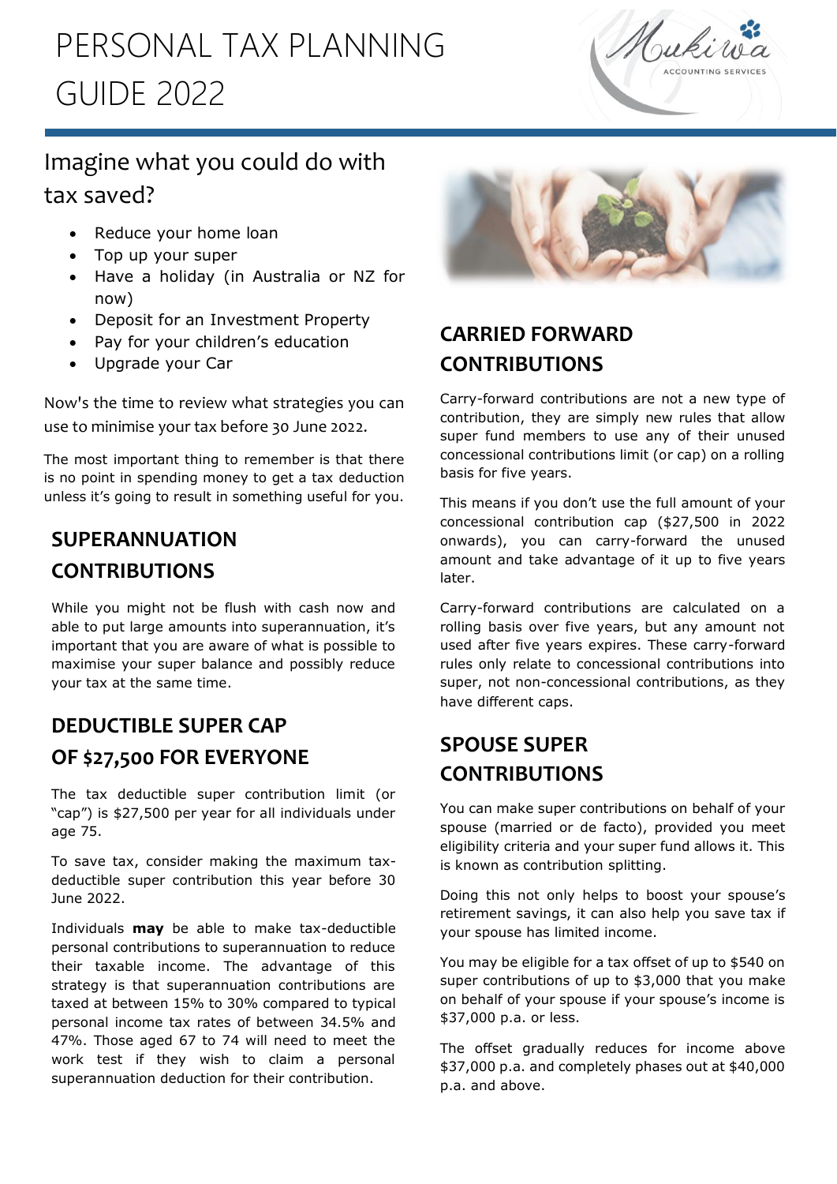# PERSONAL TAX PLANNING GUIDE 2022

## Imagine what you could do with tax saved?

- Reduce your home loan
- Top up your super
- Have a holiday (in Australia or NZ for now)
- Deposit for an Investment Property
- Pay for your children's education
- Upgrade your Car

Now's the time to review what strategies you can use to minimise your tax before 30 June 2022.

The most important thing to remember is that there is no point in spending money to get a tax deduction unless it's going to result in something useful for you.

## SUPERANNUATION CONTRIBUTIONS

While you might not be flush with cash now and able to put large amounts into superannuation, it's important that you are aware of what is possible to maximise your super balance and possibly reduce your tax at the same time.

## DEDUCTIBLE SUPER CAP OF $27,500 FOR EVERYONE

The tax deductible super contribution limit (or "cap") is $27,500 per year for all individuals under age 75.

To save tax, consider making the maximum tax-deductible super contribution this year before 30 June 2022.

Individuals **may** be able to make tax-deductible personal contributions to superannuation to reduce their taxable income. The advantage of this strategy is that superannuation contributions are taxed at between 15% to 30% compared to typical personal income tax rates of between 34.5% and 47%. Those aged 67 to 74 will need to meet the work test if they wish to claim a personal superannuation deduction for their contribution.

## CARRIED FORWARD CONTRIBUTIONS

Carry-forward contributions are not a new type of contribution, they are simply new rules that allow super fund members to use any of their unused concessional contributions limit (or cap) on a rolling basis for five years.

This means if you don't use the full amount of your concessional contribution cap ($27,500 in 2022 onwards), you can carry-forward the unused amount and take advantage of it up to five years later.

Carry-forward contributions are calculated on a rolling basis over five years, but any amount not used after five years expires. These carry-forward rules only relate to concessional contributions into super, not non-concessional contributions, as they have different caps.

## SPOUSE SUPER CONTRIBUTIONS

You can make super contributions on behalf of your spouse (married or de facto), provided you meet eligibility criteria and your super fund allows it. This is known as contribution splitting.

Doing this not only helps to boost your spouse's retirement savings, it can also help you save tax if your spouse has limited income.

You may be eligible for a tax offset of up to $540 on super contributions of up to $3,000 that you make on behalf of your spouse if your spouse's income is $37,000 p.a. or less.

The offset gradually reduces for income above $37,000 p.a. and completely phases out at $40,000 p.a. and above.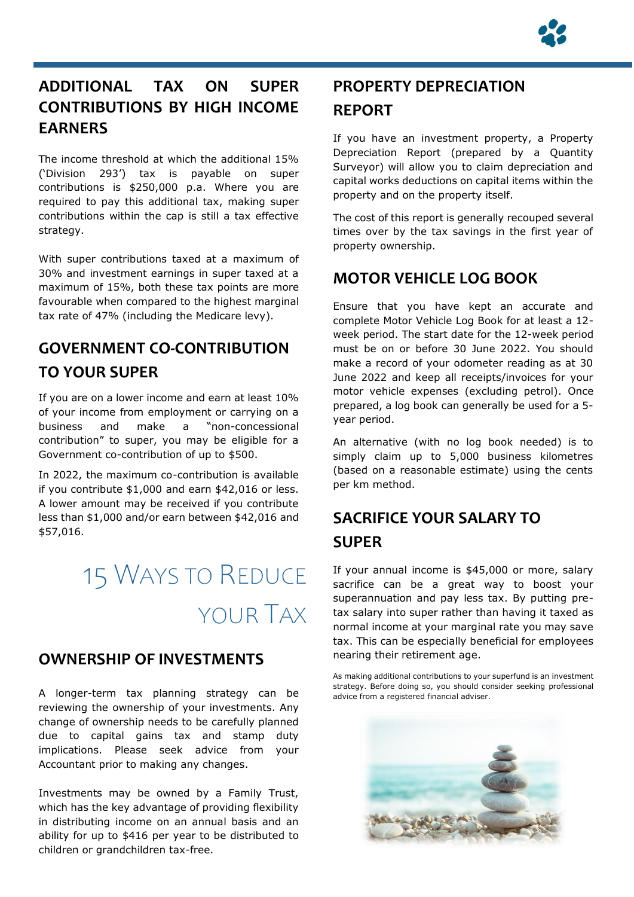## ADDITIONAL TAX ON SUPER CONTRIBUTIONS BY HIGH INCOME EARNERS

The income threshold at which the additional 15% ('Division 293') tax is payable on super contributions is $250,000 p.a. Where you are required to pay this additional tax, making super contributions within the cap is still a tax effective strategy.

With super contributions taxed at a maximum of 30% and investment earnings in super taxed at a maximum of 15%, both these tax points are more favourable when compared to the highest marginal tax rate of 47% (including the Medicare levy).

## GOVERNMENT CO-CONTRIBUTION TO YOUR SUPER

If you are on a lower income and earn at least 10% of your income from employment or carrying on a business and make a "non-concessional contribution" to super, you may be eligible for a Government co-contribution of up to $500.

In 2022, the maximum co-contribution is available if you contribute $1,000 and earn $42,016 or less. A lower amount may be received if you contribute less than $1,000 and/or earn between $42,016 and $57,016.

# 15 Ways to Reduce your Tax

## OWNERSHIP OF INVESTMENTS

A longer-term tax planning strategy can be reviewing the ownership of your investments. Any change of ownership needs to be carefully planned due to capital gains tax and stamp duty implications. Please seek advice from your Accountant prior to making any changes.

Investments may be owned by a Family Trust, which has the key advantage of providing flexibility in distributing income on an annual basis and an ability for up to $416 per year to be distributed to children or grandchildren tax-free.

## PROPERTY DEPRECIATION REPORT

If you have an investment property, a Property Depreciation Report (prepared by a Quantity Surveyor) will allow you to claim depreciation and capital works deductions on capital items within the property and on the property itself.

The cost of this report is generally recouped several times over by the tax savings in the first year of property ownership.

## MOTOR VEHICLE LOG BOOK

Ensure that you have kept an accurate and complete Motor Vehicle Log Book for at least a 12-week period. The start date for the 12-week period must be on or before 30 June 2022. You should make a record of your odometer reading as at 30 June 2022 and keep all receipts/invoices for your motor vehicle expenses (excluding petrol). Once prepared, a log book can generally be used for a 5-year period.

An alternative (with no log book needed) is to simply claim up to 5,000 business kilometres (based on a reasonable estimate) using the cents per km method.

## SACRIFICE YOUR SALARY TO SUPER

If your annual income is $45,000 or more, salary sacrifice can be a great way to boost your superannuation and pay less tax. By putting pre-tax salary into super rather than having it taxed as normal income at your marginal rate you may save tax. This can be especially beneficial for employees nearing their retirement age.

As making additional contributions to your superfund is an investment strategy. Before doing so, you should consider seeking professional advice from a registered financial adviser.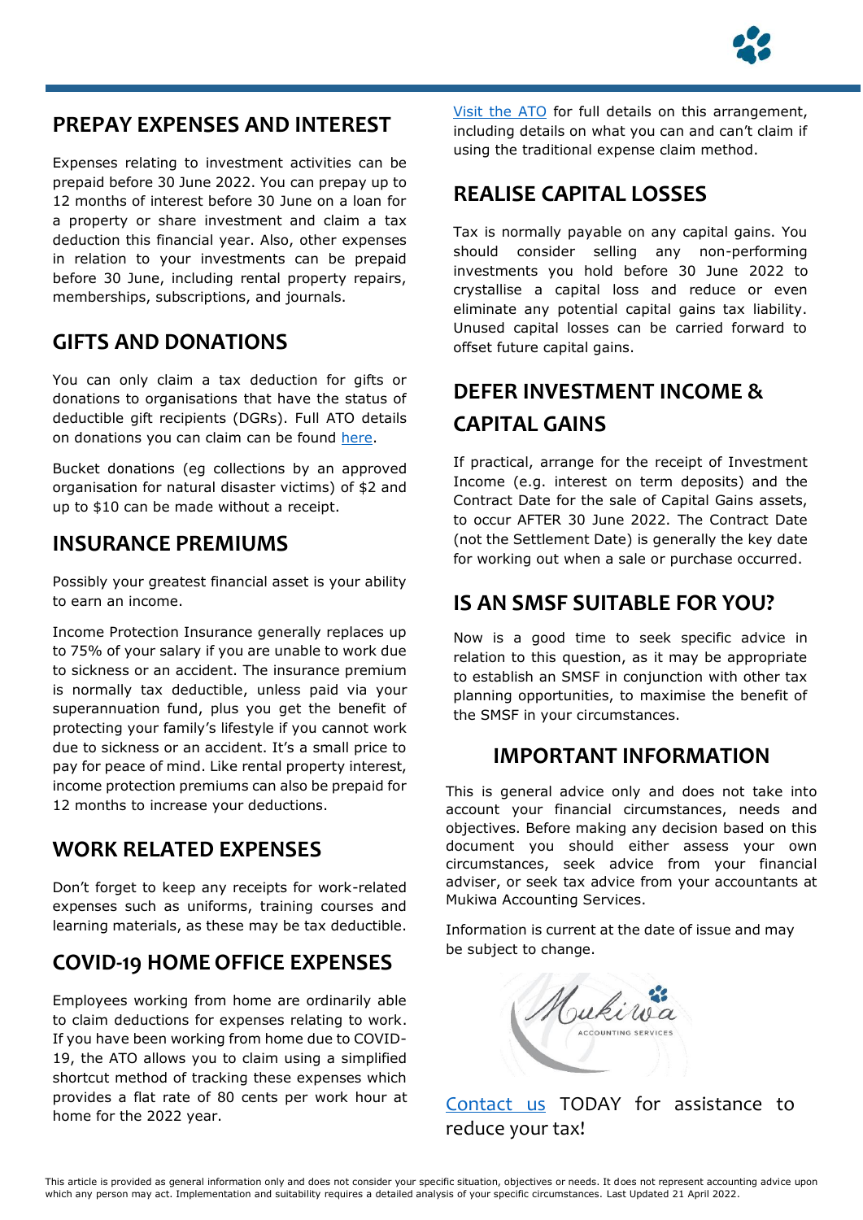## PREPAY EXPENSES AND INTEREST

Expenses relating to investment activities can be prepaid before 30 June 2022. You can prepay up to 12 months of interest before 30 June on a loan for a property or share investment and claim a tax deduction this financial year. Also, other expenses in relation to your investments can be prepaid before 30 June, including rental property repairs, memberships, subscriptions, and journals.

## GIFTS AND DONATIONS

You can only claim a tax deduction for gifts or donations to organisations that have the status of deductible gift recipients (DGRs). Full ATO details on donations you can claim can be found here.

Bucket donations (eg collections by an approved organisation for natural disaster victims) of $2 and up to $10 can be made without a receipt.

## INSURANCE PREMIUMS

Possibly your greatest financial asset is your ability to earn an income.

Income Protection Insurance generally replaces up to 75% of your salary if you are unable to work due to sickness or an accident. The insurance premium is normally tax deductible, unless paid via your superannuation fund, plus you get the benefit of protecting your family's lifestyle if you cannot work due to sickness or an accident. It's a small price to pay for peace of mind. Like rental property interest, income protection premiums can also be prepaid for 12 months to increase your deductions.

## WORK RELATED EXPENSES

Don't forget to keep any receipts for work-related expenses such as uniforms, training courses and learning materials, as these may be tax deductible.

## COVID-19 HOME OFFICE EXPENSES

Employees working from home are ordinarily able to claim deductions for expenses relating to work. If you have been working from home due to COVID-19, the ATO allows you to claim using a simplified shortcut method of tracking these expenses which provides a flat rate of 80 cents per work hour at home for the 2022 year.

Visit the ATO for full details on this arrangement, including details on what you can and can't claim if using the traditional expense claim method.

## REALISE CAPITAL LOSSES

Tax is normally payable on any capital gains. You should consider selling any non-performing investments you hold before 30 June 2022 to crystallise a capital loss and reduce or even eliminate any potential capital gains tax liability. Unused capital losses can be carried forward to offset future capital gains.

## DEFER INVESTMENT INCOME & CAPITAL GAINS

If practical, arrange for the receipt of Investment Income (e.g. interest on term deposits) and the Contract Date for the sale of Capital Gains assets, to occur AFTER 30 June 2022. The Contract Date (not the Settlement Date) is generally the key date for working out when a sale or purchase occurred.

## IS AN SMSF SUITABLE FOR YOU?

Now is a good time to seek specific advice in relation to this question, as it may be appropriate to establish an SMSF in conjunction with other tax planning opportunities, to maximise the benefit of the SMSF in your circumstances.

## IMPORTANT INFORMATION

This is general advice only and does not take into account your financial circumstances, needs and objectives. Before making any decision based on this document you should either assess your own circumstances, seek advice from your financial adviser, or seek tax advice from your accountants at Mukiwa Accounting Services.

Information is current at the date of issue and may be subject to change.

Mukiwa ACCOUNTING SERVICES

Contact us TODAY for assistance to reduce your tax!

This article is provided as general information only and does not consider your specific situation, objectives or needs. It does not represent accounting advice upon which any person may act. Implementation and suitability requires a detailed analysis of your specific circumstances. Last Updated 21 April 2022.